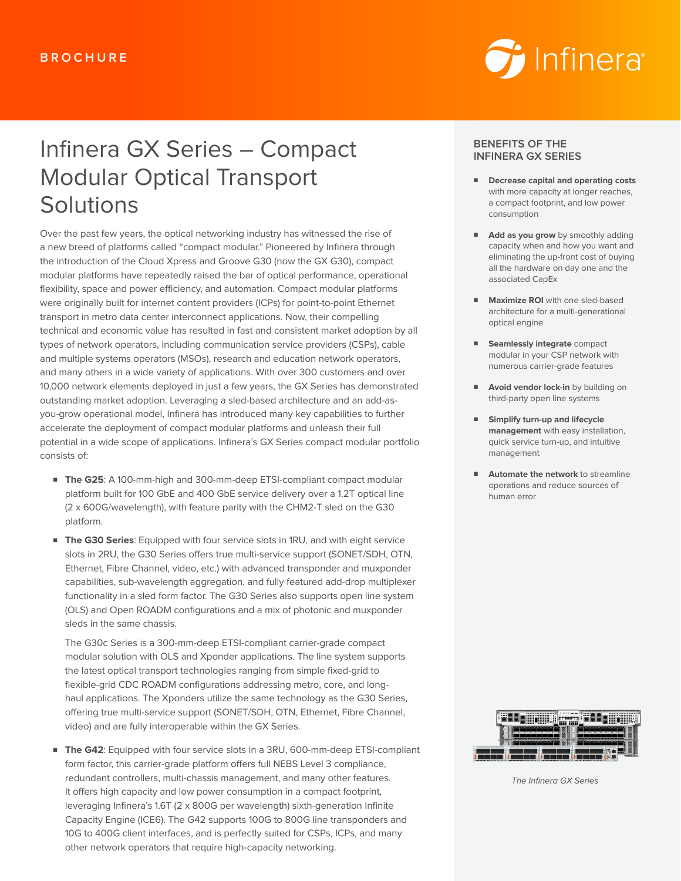BROCHURE

# Infinera GX Series – Compact Modular Optical Transport Solutions

Over the past few years, the optical networking industry has witnessed the rise of a new breed of platforms called "compact modular." Pioneered by Infinera through the introduction of the Cloud Xpress and Groove G30 (now the GX G30), compact modular platforms have repeatedly raised the bar of optical performance, operational flexibility, space and power efficiency, and automation. Compact modular platforms were originally built for internet content providers (ICPs) for point-to-point Ethernet transport in metro data center interconnect applications. Now, their compelling technical and economic value has resulted in fast and consistent market adoption by all types of network operators, including communication service providers (CSPs), cable and multiple systems operators (MSOs), research and education network operators, and many others in a wide variety of applications. With over 300 customers and over 10,000 network elements deployed in just a few years, the GX Series has demonstrated outstanding market adoption. Leveraging a sled-based architecture and an add-as-you-grow operational model, Infinera has introduced many key capabilities to further accelerate the deployment of compact modular platforms and unleash their full potential in a wide scope of applications. Infinera's GX Series compact modular portfolio consists of:

- **The G25**: A 100-mm-high and 300-mm-deep ETSI-compliant compact modular platform built for 100 GbE and 400 GbE service delivery over a 1.2T optical line (2 x 600G/wavelength), with feature parity with the CHM2-T sled on the G30 platform.
- **The G30 Series**: Equipped with four service slots in 1RU, and with eight service slots in 2RU, the G30 Series offers true multi-service support (SONET/SDH, OTN, Ethernet, Fibre Channel, video, etc.) with advanced transponder and muxponder capabilities, sub-wavelength aggregation, and fully featured add-drop multiplexer functionality in a sled form factor. The G30 Series also supports open line system (OLS) and Open ROADM configurations and a mix of photonic and muxponder sleds in the same chassis.

  The G30c Series is a 300-mm-deep ETSI-compliant carrier-grade compact modular solution with OLS and Xponder applications. The line system supports the latest optical transport technologies ranging from simple fixed-grid to flexible-grid CDC ROADM configurations addressing metro, core, and long-haul applications. The Xponders utilize the same technology as the G30 Series, offering true multi-service support (SONET/SDH, OTN, Ethernet, Fibre Channel, video) and are fully interoperable within the GX Series.

- **The G42**: Equipped with four service slots in a 3RU, 600-mm-deep ETSI-compliant form factor, this carrier-grade platform offers full NEBS Level 3 compliance, redundant controllers, multi-chassis management, and many other features. It offers high capacity and low power consumption in a compact footprint, leveraging Infinera's 1.6T (2 x 800G per wavelength) sixth-generation Infinite Capacity Engine (ICE6). The G42 supports 100G to 800G line transponders and 10G to 400G client interfaces, and is perfectly suited for CSPs, ICPs, and many other network operators that require high-capacity networking.

## BENEFITS OF THE INFINERA GX SERIES

- **Decrease capital and operating costs** with more capacity at longer reaches, a compact footprint, and low power consumption
- **Add as you grow** by smoothly adding capacity when and how you want and eliminating the up-front cost of buying all the hardware on day one and the associated CapEx
- **Maximize ROI** with one sled-based architecture for a multi-generational optical engine
- **Seamlessly integrate** compact modular in your CSP network with numerous carrier-grade features
- **Avoid vendor lock-in** by building on third-party open line systems
- **Simplify turn-up and lifecycle management** with easy installation, quick service turn-up, and intuitive management
- **Automate the network** to streamline operations and reduce sources of human error

*The Infinera GX Series*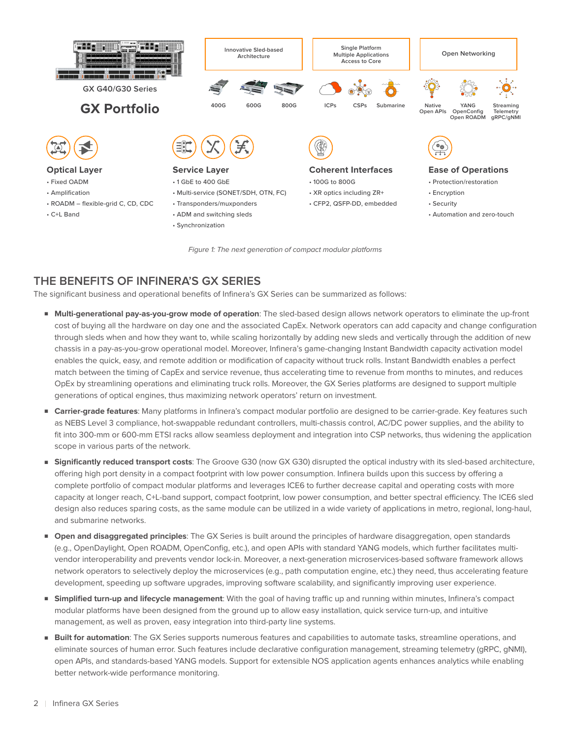GX G40/G30 Series

**GX Portfolio**

| Innovative Sled-based Architecture | Single Platform Multiple Applications Access to Core | Open Networking |
|---|---|---|
| 400G, 600G, 800G | ICPs, CSPs, Submarine | Native Open APIs, YANG OpenConfig Open ROADM, Streaming Telemetry gRPC/gNMI |

**Optical Layer**
- Fixed OADM
- Amplification
- ROADM – flexible-grid C, CD, CDC
- C+L Band

**Service Layer**
- 1 GbE to 400 GbE
- Multi-service (SONET/SDH, OTN, FC)
- Transponders/muxponders
- ADM and switching sleds
- Synchronization

**Coherent Interfaces**
- 100G to 800G
- XR optics including ZR+
- CFP2, QSFP-DD, embedded

**Ease of Operations**
- Protection/restoration
- Encryption
- Security
- Automation and zero-touch

*Figure 1: The next generation of compact modular platforms*

## THE BENEFITS OF INFINERA'S GX SERIES

The significant business and operational benefits of Infinera's GX Series can be summarized as follows:

- **Multi-generational pay-as-you-grow mode of operation**: The sled-based design allows network operators to eliminate the up-front cost of buying all the hardware on day one and the associated CapEx. Network operators can add capacity and change configuration through sleds when and how they want to, while scaling horizontally by adding new sleds and vertically through the addition of new chassis in a pay-as-you-grow operational model. Moreover, Infinera's game-changing Instant Bandwidth capacity activation model enables the quick, easy, and remote addition or modification of capacity without truck rolls. Instant Bandwidth enables a perfect match between the timing of CapEx and service revenue, thus accelerating time to revenue from months to minutes, and reduces OpEx by streamlining operations and eliminating truck rolls. Moreover, the GX Series platforms are designed to support multiple generations of optical engines, thus maximizing network operators' return on investment.
- **Carrier-grade features**: Many platforms in Infinera's compact modular portfolio are designed to be carrier-grade. Key features such as NEBS Level 3 compliance, hot-swappable redundant controllers, multi-chassis control, AC/DC power supplies, and the ability to fit into 300-mm or 600-mm ETSI racks allow seamless deployment and integration into CSP networks, thus widening the application scope in various parts of the network.
- **Significantly reduced transport costs**: The Groove G30 (now GX G30) disrupted the optical industry with its sled-based architecture, offering high port density in a compact footprint with low power consumption. Infinera builds upon this success by offering a complete portfolio of compact modular platforms and leverages ICE6 to further decrease capital and operating costs with more capacity at longer reach, C+L-band support, compact footprint, low power consumption, and better spectral efficiency. The ICE6 sled design also reduces sparing costs, as the same module can be utilized in a wide variety of applications in metro, regional, long-haul, and submarine networks.
- **Open and disaggregated principles**: The GX Series is built around the principles of hardware disaggregation, open standards (e.g., OpenDaylight, Open ROADM, OpenConfig, etc.), and open APIs with standard YANG models, which further facilitates multi-vendor interoperability and prevents vendor lock-in. Moreover, a next-generation microservices-based software framework allows network operators to selectively deploy the microservices (e.g., path computation engine, etc.) they need, thus accelerating feature development, speeding up software upgrades, improving software scalability, and significantly improving user experience.
- **Simplified turn-up and lifecycle management**: With the goal of having traffic up and running within minutes, Infinera's compact modular platforms have been designed from the ground up to allow easy installation, quick service turn-up, and intuitive management, as well as proven, easy integration into third-party line systems.
- **Built for automation**: The GX Series supports numerous features and capabilities to automate tasks, streamline operations, and eliminate sources of human error. Such features include declarative configuration management, streaming telemetry (gRPC, gNMI), open APIs, and standards-based YANG models. Support for extensible NOS application agents enhances analytics while enabling better network-wide performance monitoring.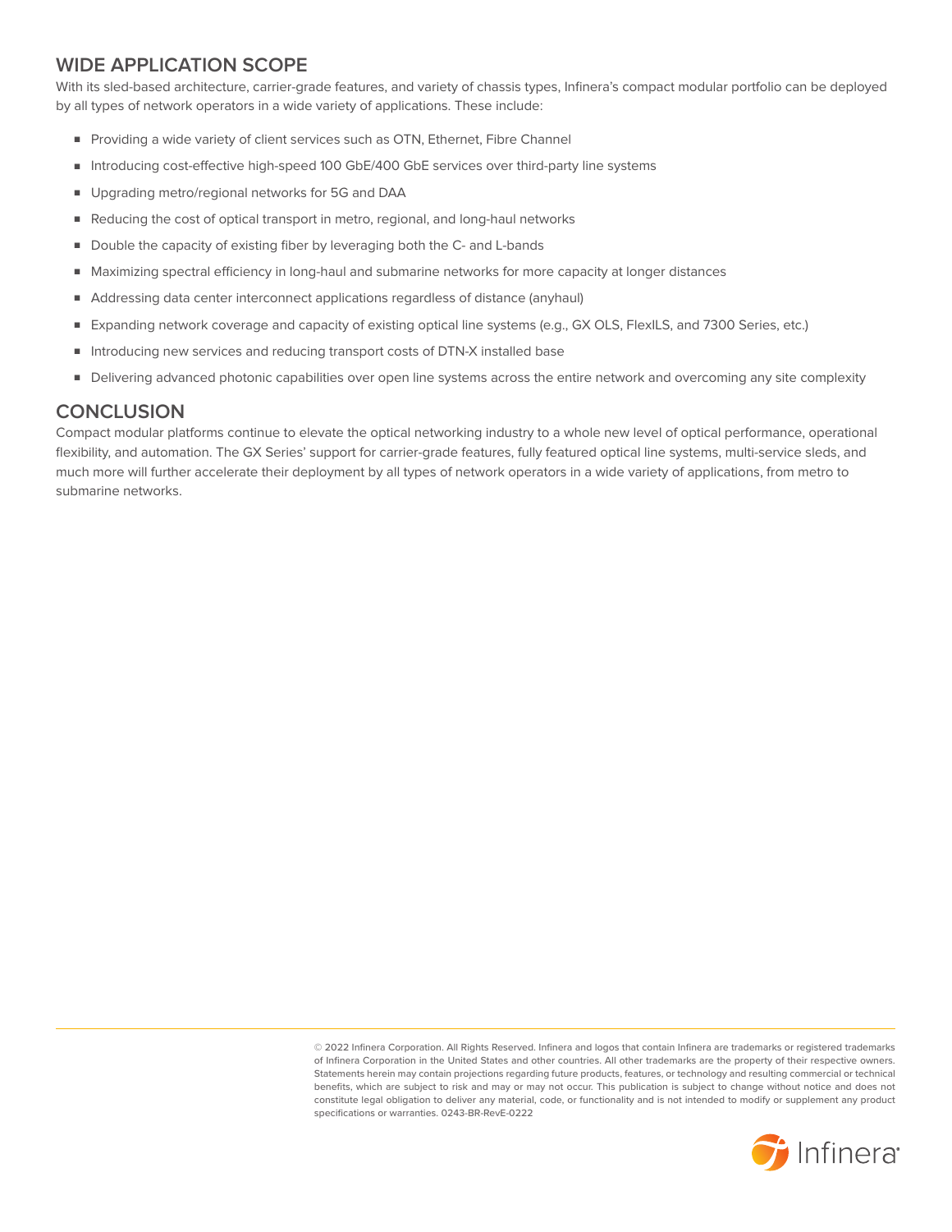## WIDE APPLICATION SCOPE

With its sled-based architecture, carrier-grade features, and variety of chassis types, Infinera's compact modular portfolio can be deployed by all types of network operators in a wide variety of applications. These include:

- Providing a wide variety of client services such as OTN, Ethernet, Fibre Channel
- Introducing cost-effective high-speed 100 GbE/400 GbE services over third-party line systems
- Upgrading metro/regional networks for 5G and DAA
- Reducing the cost of optical transport in metro, regional, and long-haul networks
- Double the capacity of existing fiber by leveraging both the C- and L-bands
- Maximizing spectral efficiency in long-haul and submarine networks for more capacity at longer distances
- Addressing data center interconnect applications regardless of distance (anyhaul)
- Expanding network coverage and capacity of existing optical line systems (e.g., GX OLS, FlexILS, and 7300 Series, etc.)
- Introducing new services and reducing transport costs of DTN-X installed base
- Delivering advanced photonic capabilities over open line systems across the entire network and overcoming any site complexity

## CONCLUSION

Compact modular platforms continue to elevate the optical networking industry to a whole new level of optical performance, operational flexibility, and automation. The GX Series' support for carrier-grade features, fully featured optical line systems, multi-service sleds, and much more will further accelerate their deployment by all types of network operators in a wide variety of applications, from metro to submarine networks.

© 2022 Infinera Corporation. All Rights Reserved. Infinera and logos that contain Infinera are trademarks or registered trademarks of Infinera Corporation in the United States and other countries. All other trademarks are the property of their respective owners. Statements herein may contain projections regarding future products, features, or technology and resulting commercial or technical benefits, which are subject to risk and may or may not occur. This publication is subject to change without notice and does not constitute legal obligation to deliver any material, code, or functionality and is not intended to modify or supplement any product specifications or warranties. 0243-BR-RevE-0222

Infinera